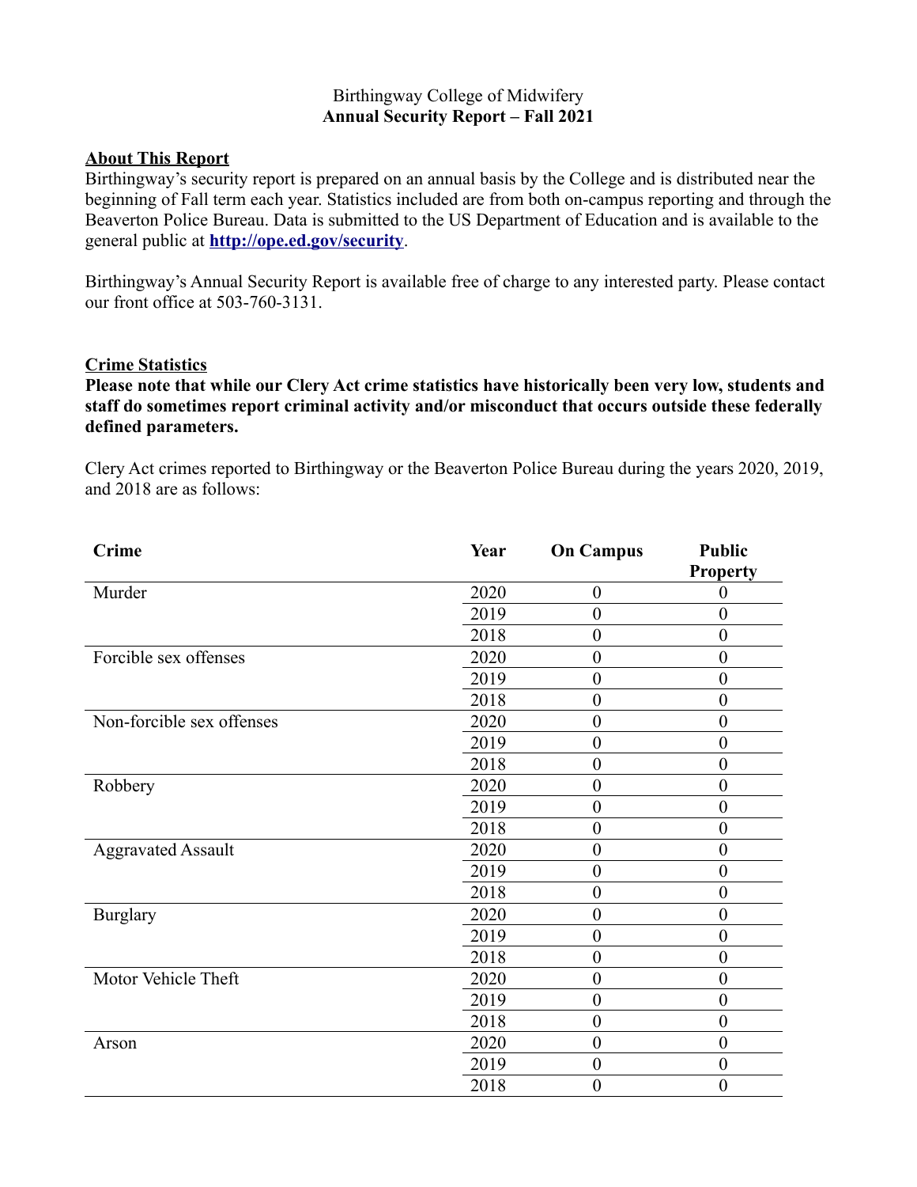Birthingway College of Midwifery

# Annual Security Report – Fall 2021

## About This Report

Birthingway's security report is prepared on an annual basis by the College and is distributed near the beginning of Fall term each year. Statistics included are from both on-campus reporting and through the Beaverton Police Bureau. Data is submitted to the US Department of Education and is available to the general public at **http://ope.ed.gov/security**.

Birthingway's Annual Security Report is available free of charge to any interested party. Please contact our front office at 503-760-3131.

## Crime Statistics

**Please note that while our Clery Act crime statistics have historically been very low, students and staff do sometimes report criminal activity and/or misconduct that occurs outside these federally defined parameters.**

Clery Act crimes reported to Birthingway or the Beaverton Police Bureau during the years 2020, 2019, and 2018 are as follows:

| Crime | Year | On Campus | Public Property |
|---|---|---|---|
| Murder | 2020 | 0 | 0 |
| | 2019 | 0 | 0 |
| | 2018 | 0 | 0 |
| Forcible sex offenses | 2020 | 0 | 0 |
| | 2019 | 0 | 0 |
| | 2018 | 0 | 0 |
| Non-forcible sex offenses | 2020 | 0 | 0 |
| | 2019 | 0 | 0 |
| | 2018 | 0 | 0 |
| Robbery | 2020 | 0 | 0 |
| | 2019 | 0 | 0 |
| | 2018 | 0 | 0 |
| Aggravated Assault | 2020 | 0 | 0 |
| | 2019 | 0 | 0 |
| | 2018 | 0 | 0 |
| Burglary | 2020 | 0 | 0 |
| | 2019 | 0 | 0 |
| | 2018 | 0 | 0 |
| Motor Vehicle Theft | 2020 | 0 | 0 |
| | 2019 | 0 | 0 |
| | 2018 | 0 | 0 |
| Arson | 2020 | 0 | 0 |
| | 2019 | 0 | 0 |
| | 2018 | 0 | 0 |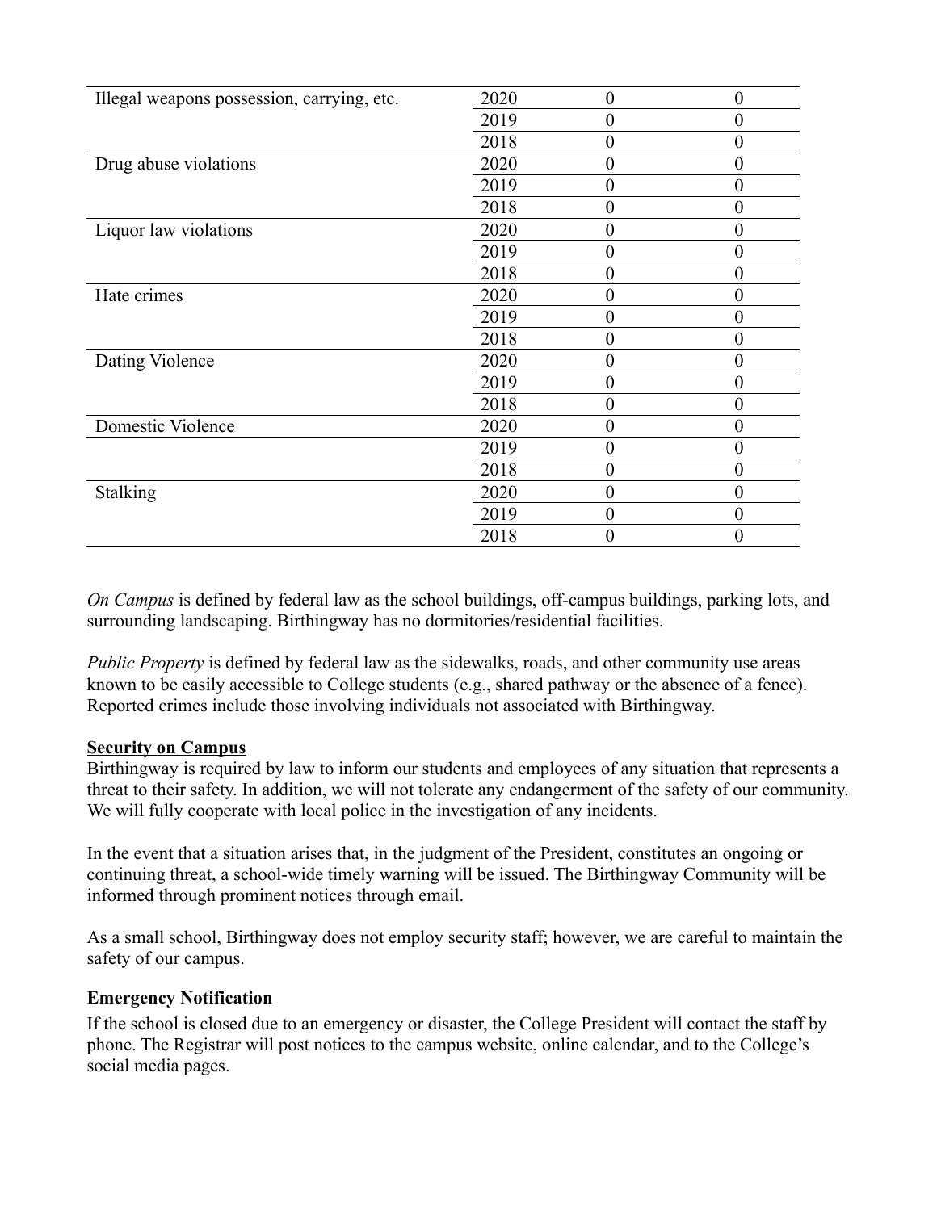| | | | |
|---|---|---|---|
| Illegal weapons possession, carrying, etc. | 2020 | 0 | 0 |
| | 2019 | 0 | 0 |
| | 2018 | 0 | 0 |
| Drug abuse violations | 2020 | 0 | 0 |
| | 2019 | 0 | 0 |
| | 2018 | 0 | 0 |
| Liquor law violations | 2020 | 0 | 0 |
| | 2019 | 0 | 0 |
| | 2018 | 0 | 0 |
| Hate crimes | 2020 | 0 | 0 |
| | 2019 | 0 | 0 |
| | 2018 | 0 | 0 |
| Dating Violence | 2020 | 0 | 0 |
| | 2019 | 0 | 0 |
| | 2018 | 0 | 0 |
| Domestic Violence | 2020 | 0 | 0 |
| | 2019 | 0 | 0 |
| | 2018 | 0 | 0 |
| Stalking | 2020 | 0 | 0 |
| | 2019 | 0 | 0 |
| | 2018 | 0 | 0 |

*On Campus* is defined by federal law as the school buildings, off-campus buildings, parking lots, and surrounding landscaping. Birthingway has no dormitories/residential facilities.

*Public Property* is defined by federal law as the sidewalks, roads, and other community use areas known to be easily accessible to College students (e.g., shared pathway or the absence of a fence). Reported crimes include those involving individuals not associated with Birthingway.

**Security on Campus**

Birthingway is required by law to inform our students and employees of any situation that represents a threat to their safety. In addition, we will not tolerate any endangerment of the safety of our community. We will fully cooperate with local police in the investigation of any incidents.

In the event that a situation arises that, in the judgment of the President, constitutes an ongoing or continuing threat, a school-wide timely warning will be issued. The Birthingway Community will be informed through prominent notices through email.

As a small school, Birthingway does not employ security staff; however, we are careful to maintain the safety of our campus.

**Emergency Notification**

If the school is closed due to an emergency or disaster, the College President will contact the staff by phone. The Registrar will post notices to the campus website, online calendar, and to the College's social media pages.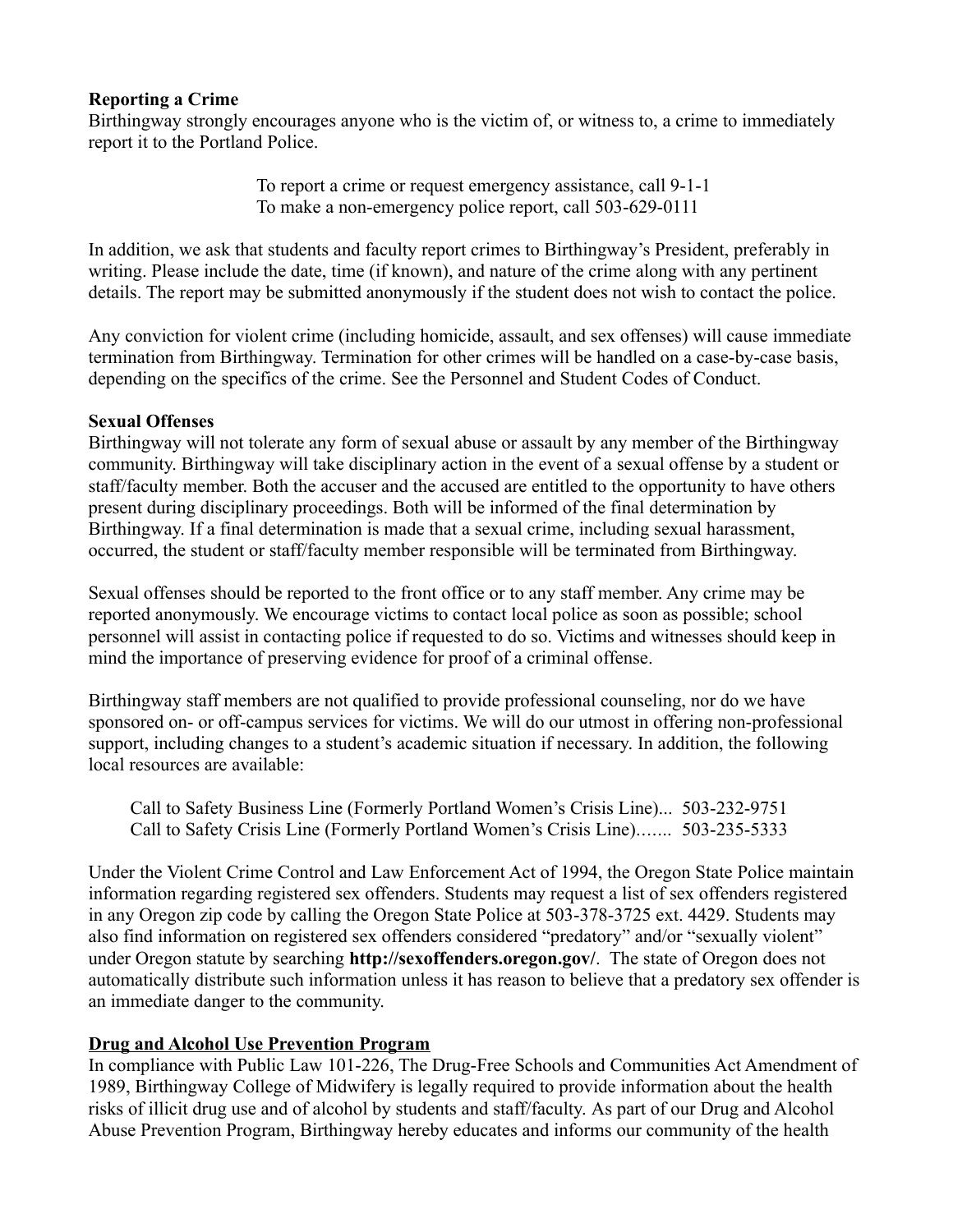**Reporting a Crime**

Birthingway strongly encourages anyone who is the victim of, or witness to, a crime to immediately report it to the Portland Police.

To report a crime or request emergency assistance, call 9-1-1
To make a non-emergency police report, call 503-629-0111

In addition, we ask that students and faculty report crimes to Birthingway's President, preferably in writing. Please include the date, time (if known), and nature of the crime along with any pertinent details. The report may be submitted anonymously if the student does not wish to contact the police.

Any conviction for violent crime (including homicide, assault, and sex offenses) will cause immediate termination from Birthingway. Termination for other crimes will be handled on a case-by-case basis, depending on the specifics of the crime. See the Personnel and Student Codes of Conduct.

**Sexual Offenses**

Birthingway will not tolerate any form of sexual abuse or assault by any member of the Birthingway community. Birthingway will take disciplinary action in the event of a sexual offense by a student or staff/faculty member. Both the accuser and the accused are entitled to the opportunity to have others present during disciplinary proceedings. Both will be informed of the final determination by Birthingway. If a final determination is made that a sexual crime, including sexual harassment, occurred, the student or staff/faculty member responsible will be terminated from Birthingway.

Sexual offenses should be reported to the front office or to any staff member. Any crime may be reported anonymously. We encourage victims to contact local police as soon as possible; school personnel will assist in contacting police if requested to do so. Victims and witnesses should keep in mind the importance of preserving evidence for proof of a criminal offense.

Birthingway staff members are not qualified to provide professional counseling, nor do we have sponsored on- or off-campus services for victims. We will do our utmost in offering non-professional support, including changes to a student's academic situation if necessary. In addition, the following local resources are available:

Call to Safety Business Line (Formerly Portland Women's Crisis Line)... 503-232-9751
Call to Safety Crisis Line (Formerly Portland Women's Crisis Line)....... 503-235-5333

Under the Violent Crime Control and Law Enforcement Act of 1994, the Oregon State Police maintain information regarding registered sex offenders. Students may request a list of sex offenders registered in any Oregon zip code by calling the Oregon State Police at 503-378-3725 ext. 4429. Students may also find information on registered sex offenders considered "predatory" and/or "sexually violent" under Oregon statute by searching **http://sexoffenders.oregon.gov/**. The state of Oregon does not automatically distribute such information unless it has reason to believe that a predatory sex offender is an immediate danger to the community.

**Drug and Alcohol Use Prevention Program**

In compliance with Public Law 101-226, The Drug-Free Schools and Communities Act Amendment of 1989, Birthingway College of Midwifery is legally required to provide information about the health risks of illicit drug use and of alcohol by students and staff/faculty. As part of our Drug and Alcohol Abuse Prevention Program, Birthingway hereby educates and informs our community of the health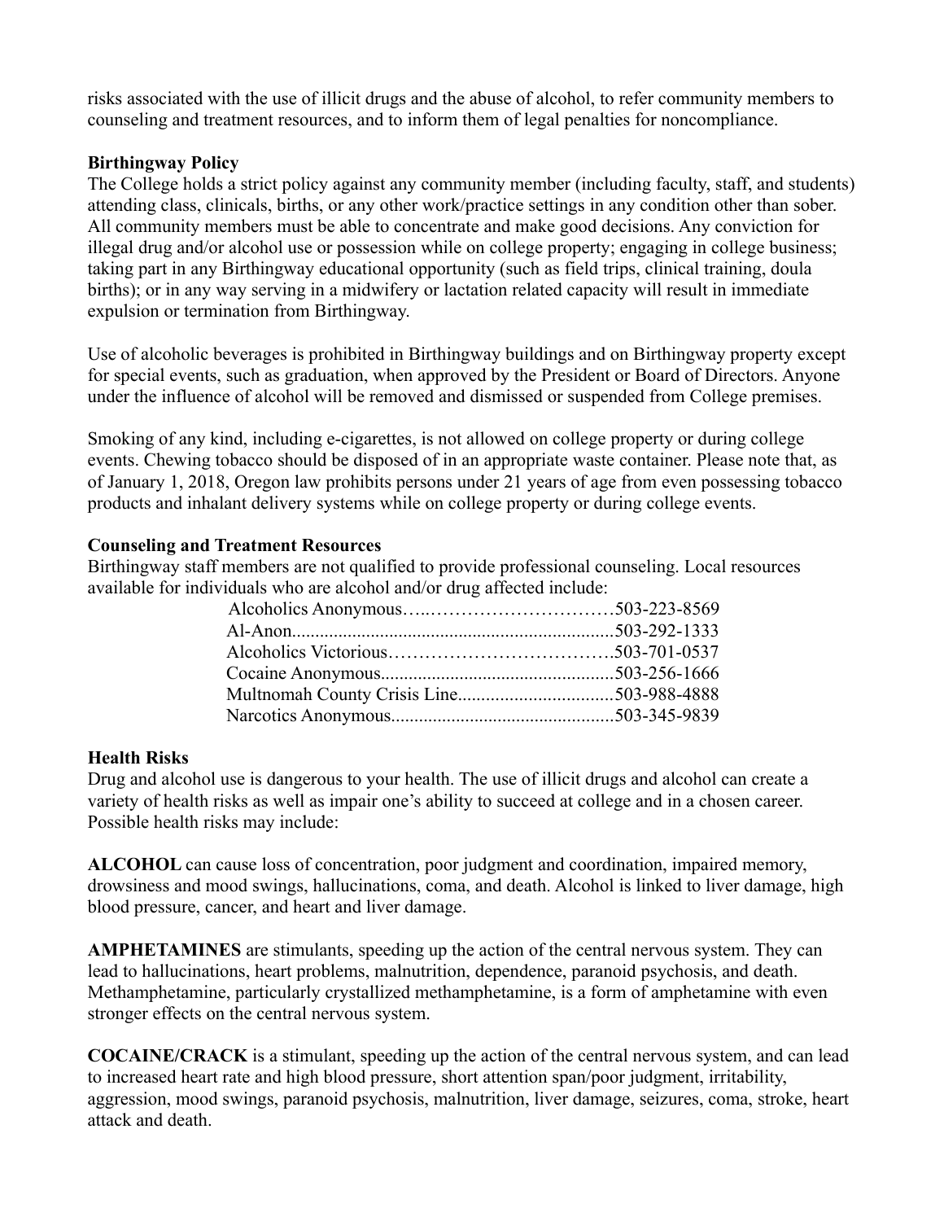risks associated with the use of illicit drugs and the abuse of alcohol, to refer community members to counseling and treatment resources, and to inform them of legal penalties for noncompliance.

**Birthingway Policy**

The College holds a strict policy against any community member (including faculty, staff, and students) attending class, clinicals, births, or any other work/practice settings in any condition other than sober. All community members must be able to concentrate and make good decisions. Any conviction for illegal drug and/or alcohol use or possession while on college property; engaging in college business; taking part in any Birthingway educational opportunity (such as field trips, clinical training, doula births); or in any way serving in a midwifery or lactation related capacity will result in immediate expulsion or termination from Birthingway.

Use of alcoholic beverages is prohibited in Birthingway buildings and on Birthingway property except for special events, such as graduation, when approved by the President or Board of Directors. Anyone under the influence of alcohol will be removed and dismissed or suspended from College premises.

Smoking of any kind, including e-cigarettes, is not allowed on college property or during college events. Chewing tobacco should be disposed of in an appropriate waste container. Please note that, as of January 1, 2018, Oregon law prohibits persons under 21 years of age from even possessing tobacco products and inhalant delivery systems while on college property or during college events.

**Counseling and Treatment Resources**

Birthingway staff members are not qualified to provide professional counseling. Local resources available for individuals who are alcohol and/or drug affected include:

- Alcoholics Anonymous…..…………………………503-223-8569
- Al-Anon....................................................................503-292-1333
- Alcoholics Victorious……………………………….503-701-0537
- Cocaine Anonymous.................................................503-256-1666
- Multnomah County Crisis Line.................................503-988-4888
- Narcotics Anonymous...............................................503-345-9839

**Health Risks**

Drug and alcohol use is dangerous to your health. The use of illicit drugs and alcohol can create a variety of health risks as well as impair one's ability to succeed at college and in a chosen career. Possible health risks may include:

**ALCOHOL** can cause loss of concentration, poor judgment and coordination, impaired memory, drowsiness and mood swings, hallucinations, coma, and death. Alcohol is linked to liver damage, high blood pressure, cancer, and heart and liver damage.

**AMPHETAMINES** are stimulants, speeding up the action of the central nervous system. They can lead to hallucinations, heart problems, malnutrition, dependence, paranoid psychosis, and death. Methamphetamine, particularly crystallized methamphetamine, is a form of amphetamine with even stronger effects on the central nervous system.

**COCAINE/CRACK** is a stimulant, speeding up the action of the central nervous system, and can lead to increased heart rate and high blood pressure, short attention span/poor judgment, irritability, aggression, mood swings, paranoid psychosis, malnutrition, liver damage, seizures, coma, stroke, heart attack and death.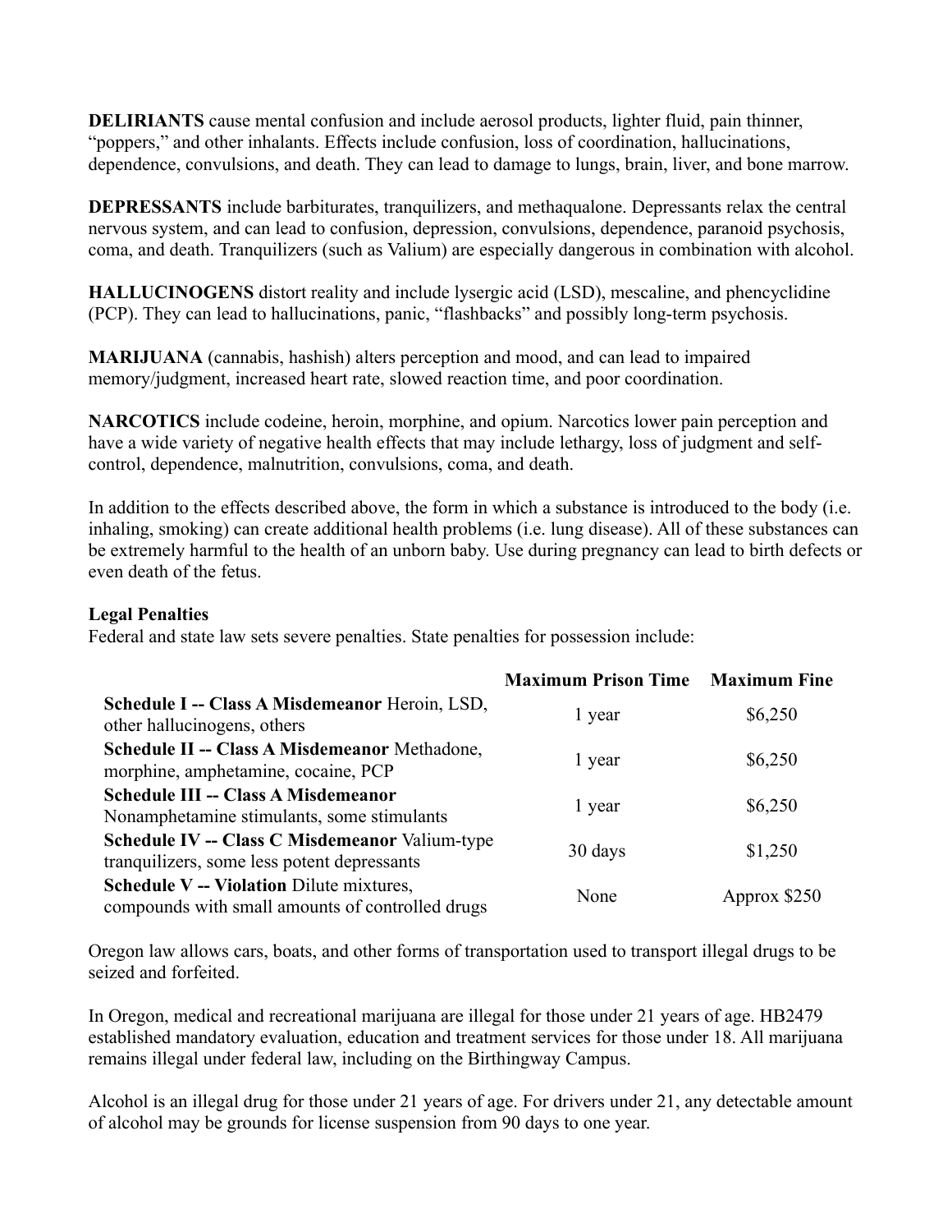**DELIRIANTS** cause mental confusion and include aerosol products, lighter fluid, pain thinner, "poppers," and other inhalants. Effects include confusion, loss of coordination, hallucinations, dependence, convulsions, and death. They can lead to damage to lungs, brain, liver, and bone marrow.

**DEPRESSANTS** include barbiturates, tranquilizers, and methaqualone. Depressants relax the central nervous system, and can lead to confusion, depression, convulsions, dependence, paranoid psychosis, coma, and death. Tranquilizers (such as Valium) are especially dangerous in combination with alcohol.

**HALLUCINOGENS** distort reality and include lysergic acid (LSD), mescaline, and phencyclidine (PCP). They can lead to hallucinations, panic, "flashbacks" and possibly long-term psychosis.

**MARIJUANA** (cannabis, hashish) alters perception and mood, and can lead to impaired memory/judgment, increased heart rate, slowed reaction time, and poor coordination.

**NARCOTICS** include codeine, heroin, morphine, and opium. Narcotics lower pain perception and have a wide variety of negative health effects that may include lethargy, loss of judgment and self-control, dependence, malnutrition, convulsions, coma, and death.

In addition to the effects described above, the form in which a substance is introduced to the body (i.e. inhaling, smoking) can create additional health problems (i.e. lung disease). All of these substances can be extremely harmful to the health of an unborn baby. Use during pregnancy can lead to birth defects or even death of the fetus.

**Legal Penalties**

Federal and state law sets severe penalties. State penalties for possession include:

| | Maximum Prison Time | Maximum Fine |
|---|---|---|
| **Schedule I -- Class A Misdemeanor** Heroin, LSD, other hallucinogens, others | 1 year | $6,250 |
| **Schedule II -- Class A Misdemeanor** Methadone, morphine, amphetamine, cocaine, PCP | 1 year | $6,250 |
| **Schedule III -- Class A Misdemeanor** Nonamphetamine stimulants, some stimulants | 1 year | $6,250 |
| **Schedule IV -- Class C Misdemeanor** Valium-type tranquilizers, some less potent depressants | 30 days | $1,250 |
| **Schedule V -- Violation** Dilute mixtures, compounds with small amounts of controlled drugs | None | Approx $250 |

Oregon law allows cars, boats, and other forms of transportation used to transport illegal drugs to be seized and forfeited.

In Oregon, medical and recreational marijuana are illegal for those under 21 years of age. HB2479 established mandatory evaluation, education and treatment services for those under 18. All marijuana remains illegal under federal law, including on the Birthingway Campus.

Alcohol is an illegal drug for those under 21 years of age. For drivers under 21, any detectable amount of alcohol may be grounds for license suspension from 90 days to one year.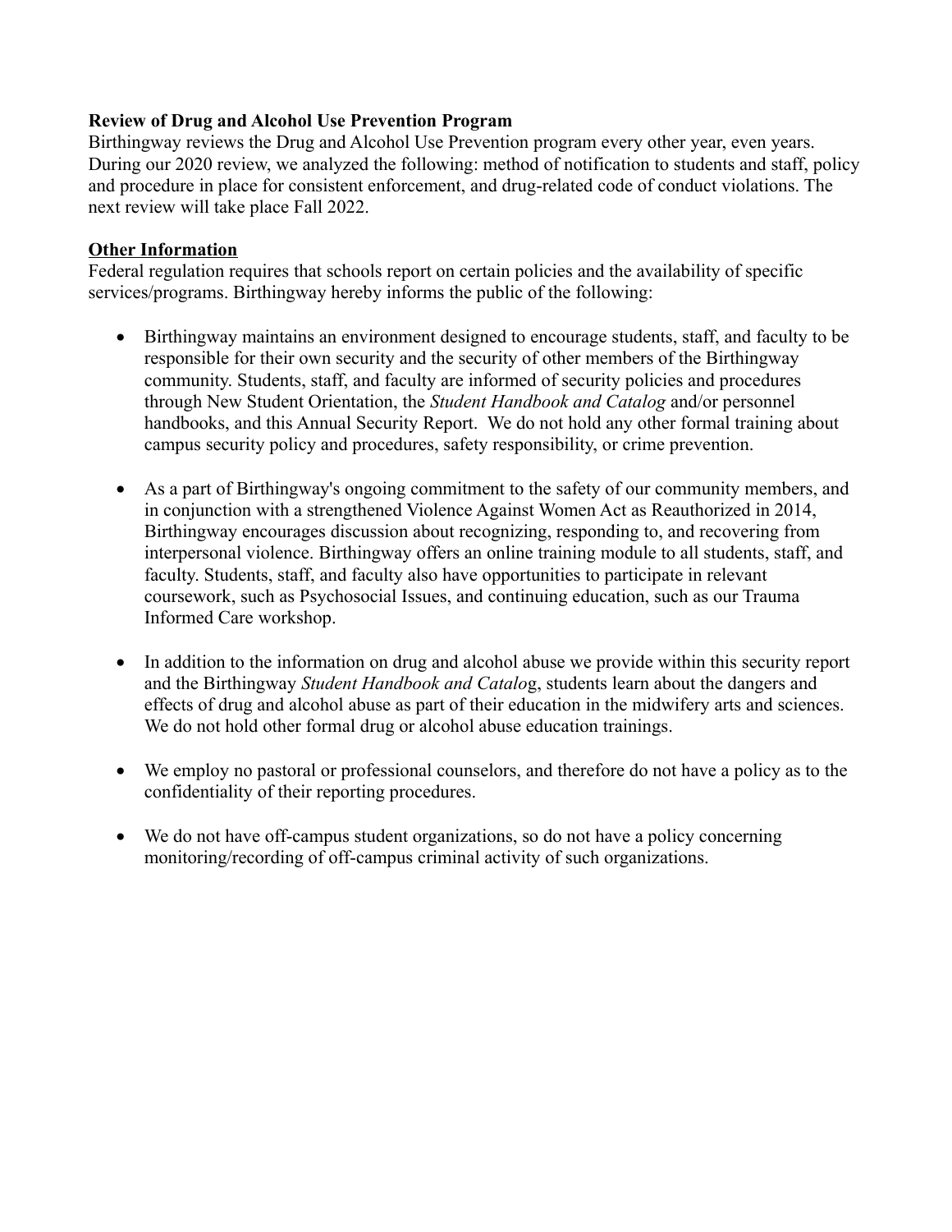**Review of Drug and Alcohol Use Prevention Program**

Birthingway reviews the Drug and Alcohol Use Prevention program every other year, even years. During our 2020 review, we analyzed the following: method of notification to students and staff, policy and procedure in place for consistent enforcement, and drug-related code of conduct violations. The next review will take place Fall 2022.

**Other Information**

Federal regulation requires that schools report on certain policies and the availability of specific services/programs. Birthingway hereby informs the public of the following:

- Birthingway maintains an environment designed to encourage students, staff, and faculty to be responsible for their own security and the security of other members of the Birthingway community. Students, staff, and faculty are informed of security policies and procedures through New Student Orientation, the *Student Handbook and Catalog* and/or personnel handbooks, and this Annual Security Report. We do not hold any other formal training about campus security policy and procedures, safety responsibility, or crime prevention.

- As a part of Birthingway's ongoing commitment to the safety of our community members, and in conjunction with a strengthened Violence Against Women Act as Reauthorized in 2014, Birthingway encourages discussion about recognizing, responding to, and recovering from interpersonal violence. Birthingway offers an online training module to all students, staff, and faculty. Students, staff, and faculty also have opportunities to participate in relevant coursework, such as Psychosocial Issues, and continuing education, such as our Trauma Informed Care workshop.

- In addition to the information on drug and alcohol abuse we provide within this security report and the Birthingway *Student Handbook and Catalog*, students learn about the dangers and effects of drug and alcohol abuse as part of their education in the midwifery arts and sciences. We do not hold other formal drug or alcohol abuse education trainings.

- We employ no pastoral or professional counselors, and therefore do not have a policy as to the confidentiality of their reporting procedures.

- We do not have off-campus student organizations, so do not have a policy concerning monitoring/recording of off-campus criminal activity of such organizations.